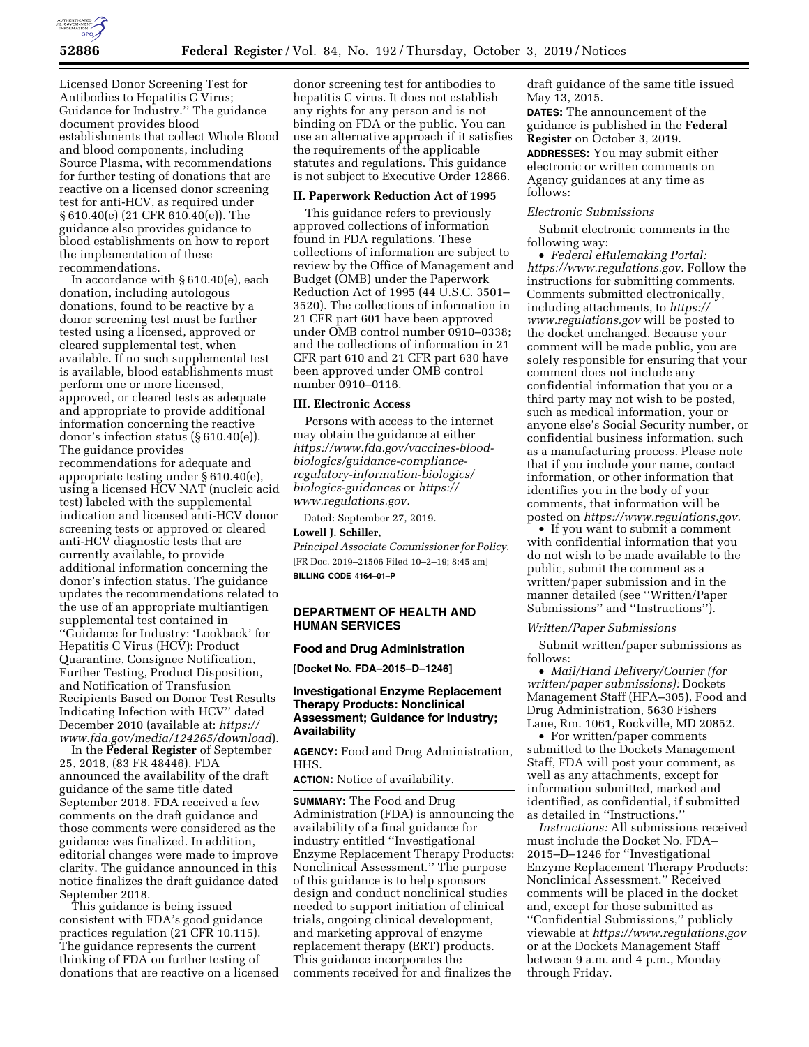Licensed Donor Screening Test for Antibodies to Hepatitis C Virus; Guidance for Industry.'' The guidance document provides blood establishments that collect Whole Blood and blood components, including Source Plasma, with recommendations for further testing of donations that are reactive on a licensed donor screening test for anti-HCV, as required under § 610.40(e) (21 CFR 610.40(e)). The guidance also provides guidance to blood establishments on how to report the implementation of these recommendations.

In accordance with § 610.40(e), each donation, including autologous donations, found to be reactive by a donor screening test must be further tested using a licensed, approved or cleared supplemental test, when available. If no such supplemental test is available, blood establishments must perform one or more licensed, approved, or cleared tests as adequate and appropriate to provide additional information concerning the reactive donor's infection status (§ 610.40(e)). The guidance provides recommendations for adequate and appropriate testing under § 610.40(e), using a licensed HCV NAT (nucleic acid test) labeled with the supplemental indication and licensed anti-HCV donor screening tests or approved or cleared anti-HCV diagnostic tests that are currently available, to provide additional information concerning the donor's infection status. The guidance updates the recommendations related to the use of an appropriate multiantigen supplemental test contained in ''Guidance for Industry: 'Lookback' for Hepatitis C Virus (HCV): Product Quarantine, Consignee Notification, Further Testing, Product Disposition, and Notification of Transfusion Recipients Based on Donor Test Results Indicating Infection with HCV'' dated December 2010 (available at: *https://www.fda.gov/media/124265/download*).

In the **Federal Register** of September 25, 2018, (83 FR 48446), FDA announced the availability of the draft guidance of the same title dated September 2018. FDA received a few comments on the draft guidance and those comments were considered as the guidance was finalized. In addition, editorial changes were made to improve clarity. The guidance announced in this notice finalizes the draft guidance dated September 2018.

This guidance is being issued consistent with FDA's good guidance practices regulation (21 CFR 10.115). The guidance represents the current thinking of FDA on further testing of donations that are reactive on a licensed donor screening test for antibodies to hepatitis C virus. It does not establish any rights for any person and is not binding on FDA or the public. You can use an alternative approach if it satisfies the requirements of the applicable statutes and regulations. This guidance is not subject to Executive Order 12866.

## II. Paperwork Reduction Act of 1995

This guidance refers to previously approved collections of information found in FDA regulations. These collections of information are subject to review by the Office of Management and Budget (OMB) under the Paperwork Reduction Act of 1995 (44 U.S.C. 3501–3520). The collections of information in 21 CFR part 601 have been approved under OMB control number 0910–0338; and the collections of information in 21 CFR part 610 and 21 CFR part 630 have been approved under OMB control number 0910–0116.

## III. Electronic Access

Persons with access to the internet may obtain the guidance at either *https://www.fda.gov/vaccines-blood-biologics/guidance-compliance-regulatory-information-biologics/biologics-guidances* or *https://www.regulations.gov.*

Dated: September 27, 2019.

**Lowell J. Schiller,**

*Principal Associate Commissioner for Policy.*

[FR Doc. 2019–21506 Filed 10–2–19; 8:45 am]

**BILLING CODE 4164–01–P**

---

# DEPARTMENT OF HEALTH AND HUMAN SERVICES

## Food and Drug Administration

**[Docket No. FDA–2015–D–1246]**

## Investigational Enzyme Replacement Therapy Products: Nonclinical Assessment; Guidance for Industry; Availability

**AGENCY:** Food and Drug Administration, HHS.

**ACTION:** Notice of availability.

**SUMMARY:** The Food and Drug Administration (FDA) is announcing the availability of a final guidance for industry entitled ''Investigational Enzyme Replacement Therapy Products: Nonclinical Assessment.'' The purpose of this guidance is to help sponsors design and conduct nonclinical studies needed to support initiation of clinical trials, ongoing clinical development, and marketing approval of enzyme replacement therapy (ERT) products. This guidance incorporates the comments received for and finalizes the draft guidance of the same title issued May 13, 2015.

**DATES:** The announcement of the guidance is published in the **Federal Register** on October 3, 2019.

**ADDRESSES:** You may submit either electronic or written comments on Agency guidances at any time as follows:

*Electronic Submissions*

Submit electronic comments in the following way:

- *Federal eRulemaking Portal: https://www.regulations.gov.* Follow the instructions for submitting comments. Comments submitted electronically, including attachments, to *https://www.regulations.gov* will be posted to the docket unchanged. Because your comment will be made public, you are solely responsible for ensuring that your comment does not include any confidential information that you or a third party may not wish to be posted, such as medical information, your or anyone else's Social Security number, or confidential business information, such as a manufacturing process. Please note that if you include your name, contact information, or other information that identifies you in the body of your comments, that information will be posted on *https://www.regulations.gov.*
- If you want to submit a comment with confidential information that you do not wish to be made available to the public, submit the comment as a written/paper submission and in the manner detailed (see ''Written/Paper Submissions'' and ''Instructions'').

*Written/Paper Submissions*

Submit written/paper submissions as follows:

- *Mail/Hand Delivery/Courier (for written/paper submissions):* Dockets Management Staff (HFA–305), Food and Drug Administration, 5630 Fishers Lane, Rm. 1061, Rockville, MD 20852.
- For written/paper comments submitted to the Dockets Management Staff, FDA will post your comment, as well as any attachments, except for information submitted, marked and identified, as confidential, if submitted as detailed in ''Instructions.''

*Instructions:* All submissions received must include the Docket No. FDA–2015–D–1246 for ''Investigational Enzyme Replacement Therapy Products: Nonclinical Assessment.'' Received comments will be placed in the docket and, except for those submitted as ''Confidential Submissions,'' publicly viewable at *https://www.regulations.gov* or at the Dockets Management Staff between 9 a.m. and 4 p.m., Monday through Friday.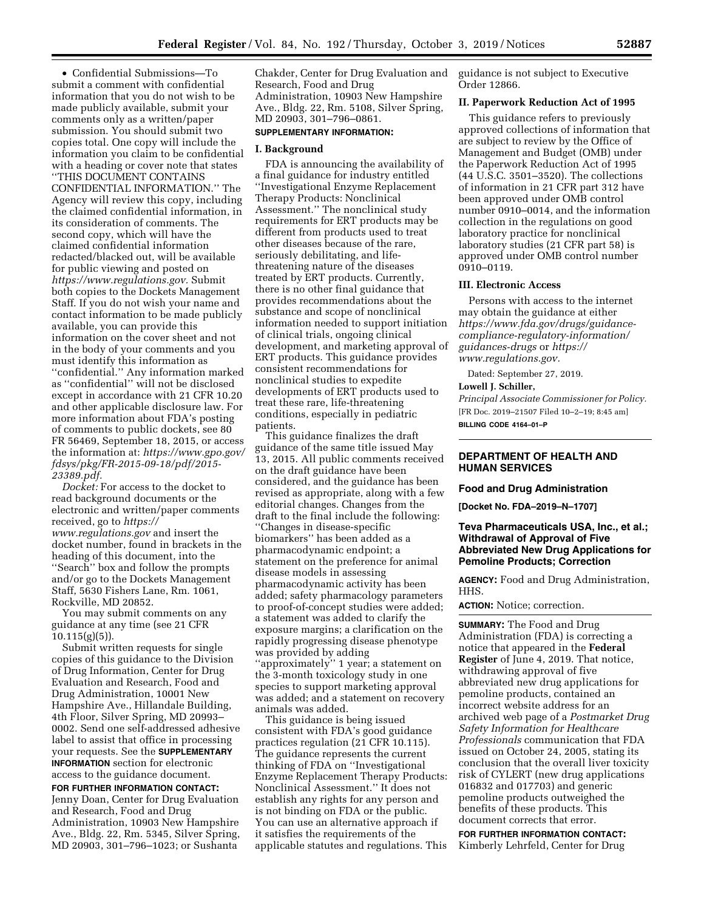- Confidential Submissions—To submit a comment with confidential information that you do not wish to be made publicly available, submit your comments only as a written/paper submission. You should submit two copies total. One copy will include the information you claim to be confidential with a heading or cover note that states ''THIS DOCUMENT CONTAINS CONFIDENTIAL INFORMATION.'' The Agency will review this copy, including the claimed confidential information, in its consideration of comments. The second copy, which will have the claimed confidential information redacted/blacked out, will be available for public viewing and posted on *https://www.regulations.gov*. Submit both copies to the Dockets Management Staff. If you do not wish your name and contact information to be made publicly available, you can provide this information on the cover sheet and not in the body of your comments and you must identify this information as ''confidential.'' Any information marked as ''confidential'' will not be disclosed except in accordance with 21 CFR 10.20 and other applicable disclosure law. For more information about FDA's posting of comments to public dockets, see 80 FR 56469, September 18, 2015, or access the information at: *https://www.gpo.gov/fdsys/pkg/FR-2015-09-18/pdf/2015-23389.pdf*.

*Docket:* For access to the docket to read background documents or the electronic and written/paper comments received, go to *https://www.regulations.gov* and insert the docket number, found in brackets in the heading of this document, into the ''Search'' box and follow the prompts and/or go to the Dockets Management Staff, 5630 Fishers Lane, Rm. 1061, Rockville, MD 20852.

You may submit comments on any guidance at any time (see 21 CFR 10.115(g)(5)).

Submit written requests for single copies of this guidance to the Division of Drug Information, Center for Drug Evaluation and Research, Food and Drug Administration, 10001 New Hampshire Ave., Hillandale Building, 4th Floor, Silver Spring, MD 20993–0002. Send one self-addressed adhesive label to assist that office in processing your requests. See the **SUPPLEMENTARY INFORMATION** section for electronic access to the guidance document.

**FOR FURTHER INFORMATION CONTACT:** Jenny Doan, Center for Drug Evaluation and Research, Food and Drug Administration, 10903 New Hampshire Ave., Bldg. 22, Rm. 5345, Silver Spring, MD 20903, 301–796–1023; or Sushanta Chakder, Center for Drug Evaluation and Research, Food and Drug Administration, 10903 New Hampshire Ave., Bldg. 22, Rm. 5108, Silver Spring, MD 20903, 301–796–0861.

**SUPPLEMENTARY INFORMATION:**

## I. Background

FDA is announcing the availability of a final guidance for industry entitled ''Investigational Enzyme Replacement Therapy Products: Nonclinical Assessment.'' The nonclinical study requirements for ERT products may be different from products used to treat other diseases because of the rare, seriously debilitating, and life-threatening nature of the diseases treated by ERT products. Currently, there is no other final guidance that provides recommendations about the substance and scope of nonclinical information needed to support initiation of clinical trials, ongoing clinical development, and marketing approval of ERT products. This guidance provides consistent recommendations for nonclinical studies to expedite developments of ERT products used to treat these rare, life-threatening conditions, especially in pediatric patients.

This guidance finalizes the draft guidance of the same title issued May 13, 2015. All public comments received on the draft guidance have been considered, and the guidance has been revised as appropriate, along with a few editorial changes. Changes from the draft to the final include the following: ''Changes in disease-specific biomarkers'' has been added as a pharmacodynamic endpoint; a statement on the preference for animal disease models in assessing pharmacodynamic activity has been added; safety pharmacology parameters to proof-of-concept studies were added; a statement was added to clarify the exposure margins; a clarification on the rapidly progressing disease phenotype was provided by adding ''approximately'' 1 year; a statement on the 3-month toxicology study in one species to support marketing approval was added; and a statement on recovery animals was added.

This guidance is being issued consistent with FDA's good guidance practices regulation (21 CFR 10.115). The guidance represents the current thinking of FDA on ''Investigational Enzyme Replacement Therapy Products: Nonclinical Assessment.'' It does not establish any rights for any person and is not binding on FDA or the public. You can use an alternative approach if it satisfies the requirements of the applicable statutes and regulations. This guidance is not subject to Executive Order 12866.

## II. Paperwork Reduction Act of 1995

This guidance refers to previously approved collections of information that are subject to review by the Office of Management and Budget (OMB) under the Paperwork Reduction Act of 1995 (44 U.S.C. 3501–3520). The collections of information in 21 CFR part 312 have been approved under OMB control number 0910–0014, and the information collection in the regulations on good laboratory practice for nonclinical laboratory studies (21 CFR part 58) is approved under OMB control number 0910–0119.

## III. Electronic Access

Persons with access to the internet may obtain the guidance at either *https://www.fda.gov/drugs/guidance-compliance-regulatory-information/guidances-drugs* or *https://www.regulations.gov*.

Dated: September 27, 2019.

**Lowell J. Schiller,**

*Principal Associate Commissioner for Policy.*

[FR Doc. 2019–21507 Filed 10–2–19; 8:45 am]

**BILLING CODE 4164–01–P**

---

# DEPARTMENT OF HEALTH AND HUMAN SERVICES

## Food and Drug Administration

**[Docket No. FDA–2019–N–1707]**

## Teva Pharmaceuticals USA, Inc., et al.; Withdrawal of Approval of Five Abbreviated New Drug Applications for Pemoline Products; Correction

**AGENCY:** Food and Drug Administration, HHS.

**ACTION:** Notice; correction.

**SUMMARY:** The Food and Drug Administration (FDA) is correcting a notice that appeared in the **Federal Register** of June 4, 2019. That notice, withdrawing approval of five abbreviated new drug applications for pemoline products, contained an incorrect website address for an archived web page of a *Postmarket Drug Safety Information for Healthcare Professionals* communication that FDA issued on October 24, 2005, stating its conclusion that the overall liver toxicity risk of CYLERT (new drug applications 016832 and 017703) and generic pemoline products outweighed the benefits of these products. This document corrects that error.

**FOR FURTHER INFORMATION CONTACT:** Kimberly Lehrfeld, Center for Drug